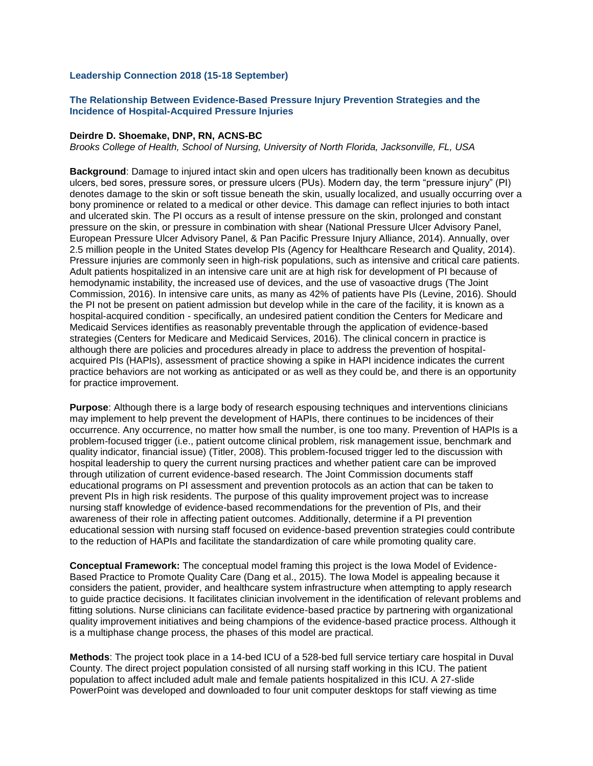**Leadership Connection 2018 (15-18 September)**

## The Relationship Between Evidence-Based Pressure Injury Prevention Strategies and the Incidence of Hospital-Acquired Pressure Injuries

**Deirdre D. Shoemake, DNP, RN, ACNS-BC**

*Brooks College of Health, School of Nursing, University of North Florida, Jacksonville, FL, USA*

**Background**: Damage to injured intact skin and open ulcers has traditionally been known as decubitus ulcers, bed sores, pressure sores, or pressure ulcers (PUs). Modern day, the term "pressure injury" (PI) denotes damage to the skin or soft tissue beneath the skin, usually localized, and usually occurring over a bony prominence or related to a medical or other device. This damage can reflect injuries to both intact and ulcerated skin. The PI occurs as a result of intense pressure on the skin, prolonged and constant pressure on the skin, or pressure in combination with shear (National Pressure Ulcer Advisory Panel, European Pressure Ulcer Advisory Panel, & Pan Pacific Pressure Injury Alliance, 2014). Annually, over 2.5 million people in the United States develop PIs (Agency for Healthcare Research and Quality, 2014). Pressure injuries are commonly seen in high-risk populations, such as intensive and critical care patients. Adult patients hospitalized in an intensive care unit are at high risk for development of PI because of hemodynamic instability, the increased use of devices, and the use of vasoactive drugs (The Joint Commission, 2016). In intensive care units, as many as 42% of patients have PIs (Levine, 2016). Should the PI not be present on patient admission but develop while in the care of the facility, it is known as a hospital-acquired condition - specifically, an undesired patient condition the Centers for Medicare and Medicaid Services identifies as reasonably preventable through the application of evidence-based strategies (Centers for Medicare and Medicaid Services, 2016). The clinical concern in practice is although there are policies and procedures already in place to address the prevention of hospital-acquired PIs (HAPIs), assessment of practice showing a spike in HAPI incidence indicates the current practice behaviors are not working as anticipated or as well as they could be, and there is an opportunity for practice improvement.

**Purpose**: Although there is a large body of research espousing techniques and interventions clinicians may implement to help prevent the development of HAPIs, there continues to be incidences of their occurrence. Any occurrence, no matter how small the number, is one too many. Prevention of HAPIs is a problem-focused trigger (i.e., patient outcome clinical problem, risk management issue, benchmark and quality indicator, financial issue) (Titler, 2008). This problem-focused trigger led to the discussion with hospital leadership to query the current nursing practices and whether patient care can be improved through utilization of current evidence-based research. The Joint Commission documents staff educational programs on PI assessment and prevention protocols as an action that can be taken to prevent PIs in high risk residents. The purpose of this quality improvement project was to increase nursing staff knowledge of evidence-based recommendations for the prevention of PIs, and their awareness of their role in affecting patient outcomes. Additionally, determine if a PI prevention educational session with nursing staff focused on evidence-based prevention strategies could contribute to the reduction of HAPIs and facilitate the standardization of care while promoting quality care.

**Conceptual Framework:** The conceptual model framing this project is the Iowa Model of Evidence-Based Practice to Promote Quality Care (Dang et al., 2015). The Iowa Model is appealing because it considers the patient, provider, and healthcare system infrastructure when attempting to apply research to guide practice decisions. It facilitates clinician involvement in the identification of relevant problems and fitting solutions. Nurse clinicians can facilitate evidence-based practice by partnering with organizational quality improvement initiatives and being champions of the evidence-based practice process. Although it is a multiphase change process, the phases of this model are practical.

**Methods**: The project took place in a 14-bed ICU of a 528-bed full service tertiary care hospital in Duval County. The direct project population consisted of all nursing staff working in this ICU. The patient population to affect included adult male and female patients hospitalized in this ICU. A 27-slide PowerPoint was developed and downloaded to four unit computer desktops for staff viewing as time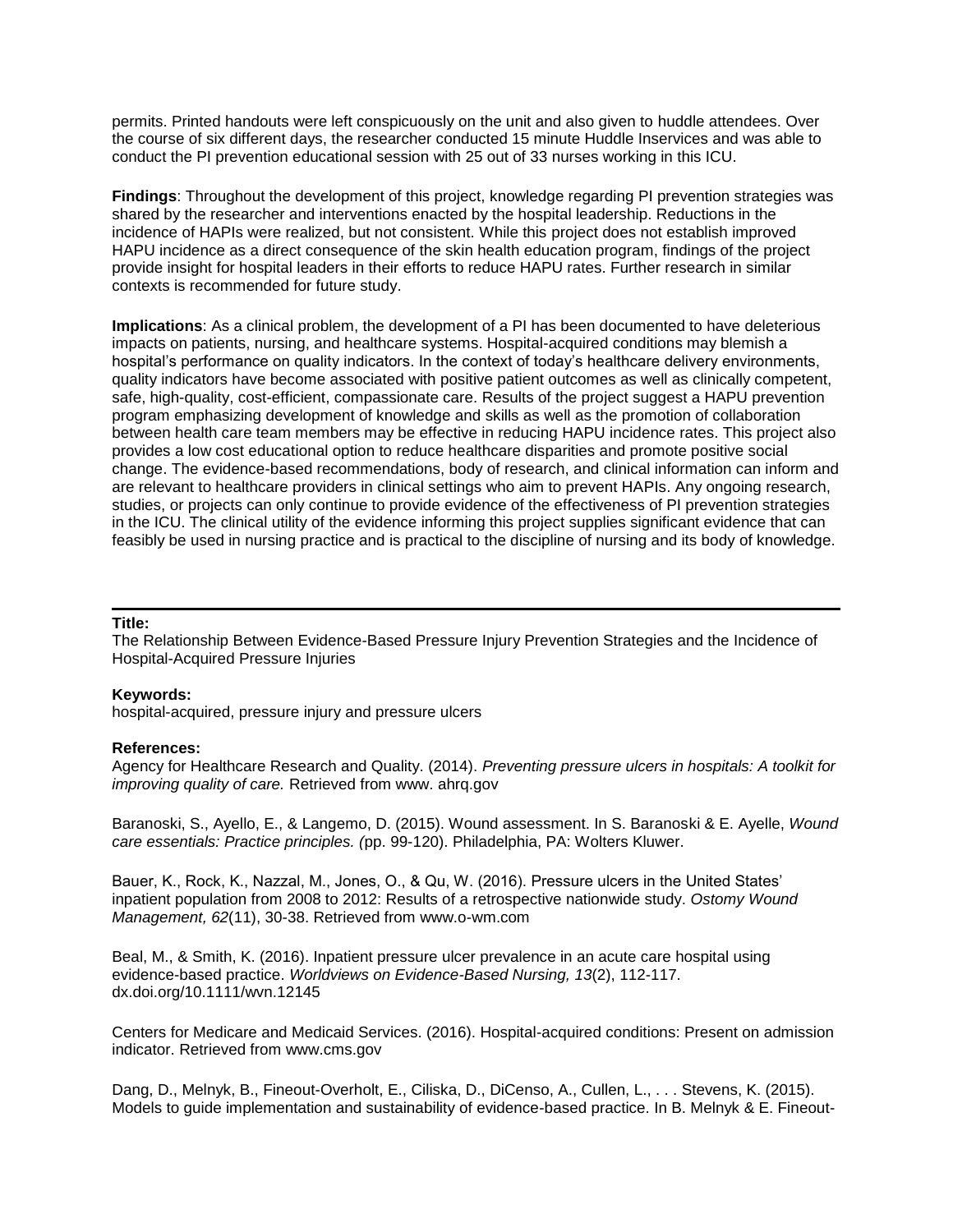permits. Printed handouts were left conspicuously on the unit and also given to huddle attendees. Over the course of six different days, the researcher conducted 15 minute Huddle Inservices and was able to conduct the PI prevention educational session with 25 out of 33 nurses working in this ICU.

**Findings**: Throughout the development of this project, knowledge regarding PI prevention strategies was shared by the researcher and interventions enacted by the hospital leadership. Reductions in the incidence of HAPIs were realized, but not consistent. While this project does not establish improved HAPU incidence as a direct consequence of the skin health education program, findings of the project provide insight for hospital leaders in their efforts to reduce HAPU rates. Further research in similar contexts is recommended for future study.

**Implications**: As a clinical problem, the development of a PI has been documented to have deleterious impacts on patients, nursing, and healthcare systems. Hospital-acquired conditions may blemish a hospital's performance on quality indicators. In the context of today's healthcare delivery environments, quality indicators have become associated with positive patient outcomes as well as clinically competent, safe, high-quality, cost-efficient, compassionate care. Results of the project suggest a HAPU prevention program emphasizing development of knowledge and skills as well as the promotion of collaboration between health care team members may be effective in reducing HAPU incidence rates. This project also provides a low cost educational option to reduce healthcare disparities and promote positive social change. The evidence-based recommendations, body of research, and clinical information can inform and are relevant to healthcare providers in clinical settings who aim to prevent HAPIs. Any ongoing research, studies, or projects can only continue to provide evidence of the effectiveness of PI prevention strategies in the ICU. The clinical utility of the evidence informing this project supplies significant evidence that can feasibly be used in nursing practice and is practical to the discipline of nursing and its body of knowledge.

---

**Title:**
The Relationship Between Evidence-Based Pressure Injury Prevention Strategies and the Incidence of Hospital-Acquired Pressure Injuries

**Keywords:**
hospital-acquired, pressure injury and pressure ulcers

**References:**

Agency for Healthcare Research and Quality. (2014). *Preventing pressure ulcers in hospitals: A toolkit for improving quality of care.* Retrieved from www. ahrq.gov

Baranoski, S., Ayello, E., & Langemo, D. (2015). Wound assessment. In S. Baranoski & E. Ayelle, *Wound care essentials: Practice principles. (*pp. 99-120). Philadelphia, PA: Wolters Kluwer.

Bauer, K., Rock, K., Nazzal, M., Jones, O., & Qu, W. (2016). Pressure ulcers in the United States' inpatient population from 2008 to 2012: Results of a retrospective nationwide study. *Ostomy Wound Management, 62*(11), 30-38. Retrieved from www.o-wm.com

Beal, M., & Smith, K. (2016). Inpatient pressure ulcer prevalence in an acute care hospital using evidence-based practice. *Worldviews on Evidence-Based Nursing, 13*(2), 112-117. dx.doi.org/10.1111/wvn.12145

Centers for Medicare and Medicaid Services. (2016). Hospital-acquired conditions: Present on admission indicator. Retrieved from www.cms.gov

Dang, D., Melnyk, B., Fineout-Overholt, E., Ciliska, D., DiCenso, A., Cullen, L., . . . Stevens, K. (2015). Models to guide implementation and sustainability of evidence-based practice. In B. Melnyk & E. Fineout-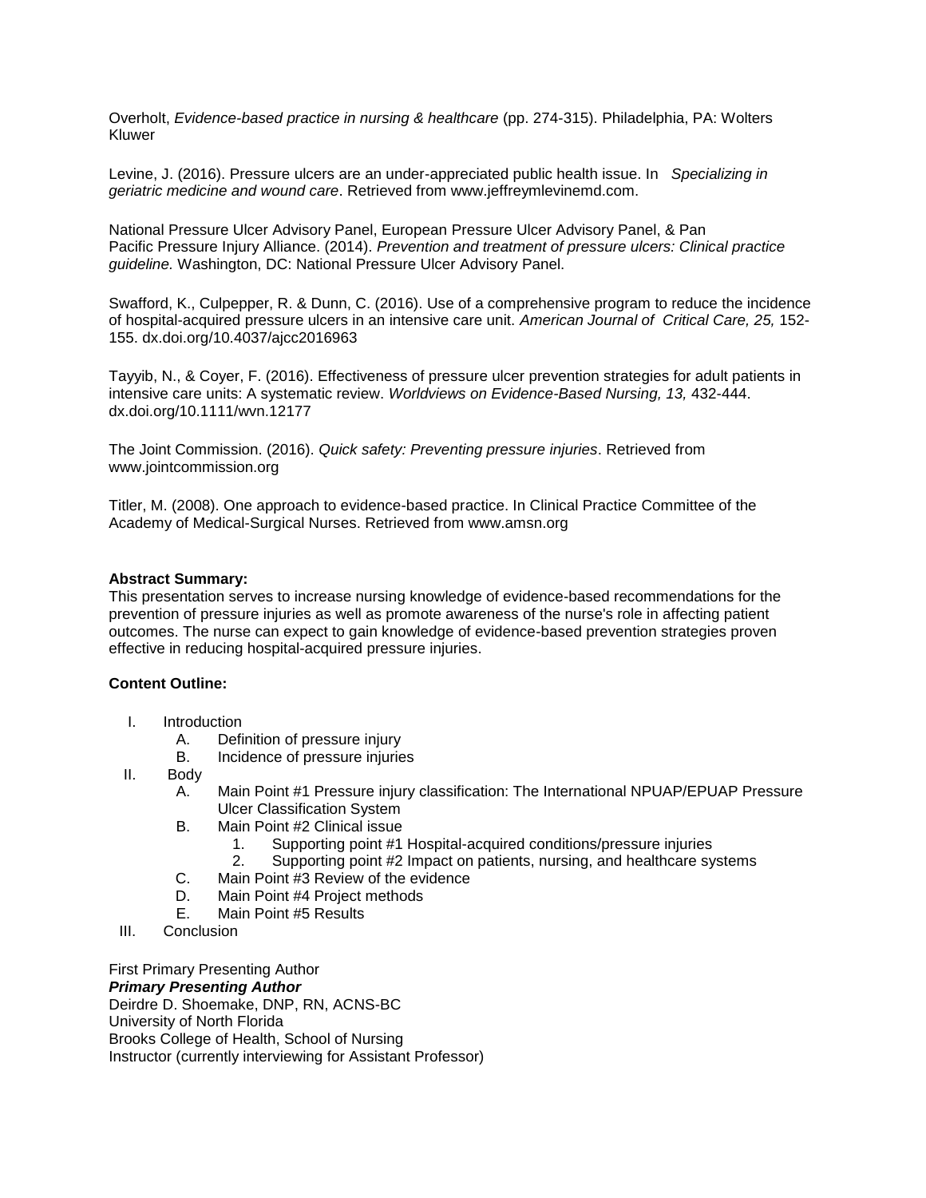Overholt, *Evidence-based practice in nursing & healthcare* (pp. 274-315). Philadelphia, PA: Wolters Kluwer

Levine, J. (2016). Pressure ulcers are an under-appreciated public health issue. In *Specializing in geriatric medicine and wound care*. Retrieved from www.jeffreymlevinemd.com.

National Pressure Ulcer Advisory Panel, European Pressure Ulcer Advisory Panel, & Pan Pacific Pressure Injury Alliance. (2014). *Prevention and treatment of pressure ulcers: Clinical practice guideline.* Washington, DC: National Pressure Ulcer Advisory Panel.

Swafford, K., Culpepper, R. & Dunn, C. (2016). Use of a comprehensive program to reduce the incidence of hospital-acquired pressure ulcers in an intensive care unit. *American Journal of Critical Care, 25,* 152-155. dx.doi.org/10.4037/ajcc2016963

Tayyib, N., & Coyer, F. (2016). Effectiveness of pressure ulcer prevention strategies for adult patients in intensive care units: A systematic review. *Worldviews on Evidence-Based Nursing, 13,* 432-444. dx.doi.org/10.1111/wvn.12177

The Joint Commission. (2016). *Quick safety: Preventing pressure injuries*. Retrieved from www.jointcommission.org

Titler, M. (2008). One approach to evidence-based practice. In Clinical Practice Committee of the Academy of Medical-Surgical Nurses. Retrieved from www.amsn.org

**Abstract Summary:**
This presentation serves to increase nursing knowledge of evidence-based recommendations for the prevention of pressure injuries as well as promote awareness of the nurse's role in affecting patient outcomes. The nurse can expect to gain knowledge of evidence-based prevention strategies proven effective in reducing hospital-acquired pressure injuries.

**Content Outline:**

- I. Introduction
  - A. Definition of pressure injury
  - B. Incidence of pressure injuries
- II. Body
  - A. Main Point #1 Pressure injury classification: The International NPUAP/EPUAP Pressure Ulcer Classification System
  - B. Main Point #2 Clinical issue
    - 1. Supporting point #1 Hospital-acquired conditions/pressure injuries
    - 2. Supporting point #2 Impact on patients, nursing, and healthcare systems
  - C. Main Point #3 Review of the evidence
  - D. Main Point #4 Project methods
  - E. Main Point #5 Results
- III. Conclusion

First Primary Presenting Author
***Primary Presenting Author***
Deirdre D. Shoemake, DNP, RN, ACNS-BC
University of North Florida
Brooks College of Health, School of Nursing
Instructor (currently interviewing for Assistant Professor)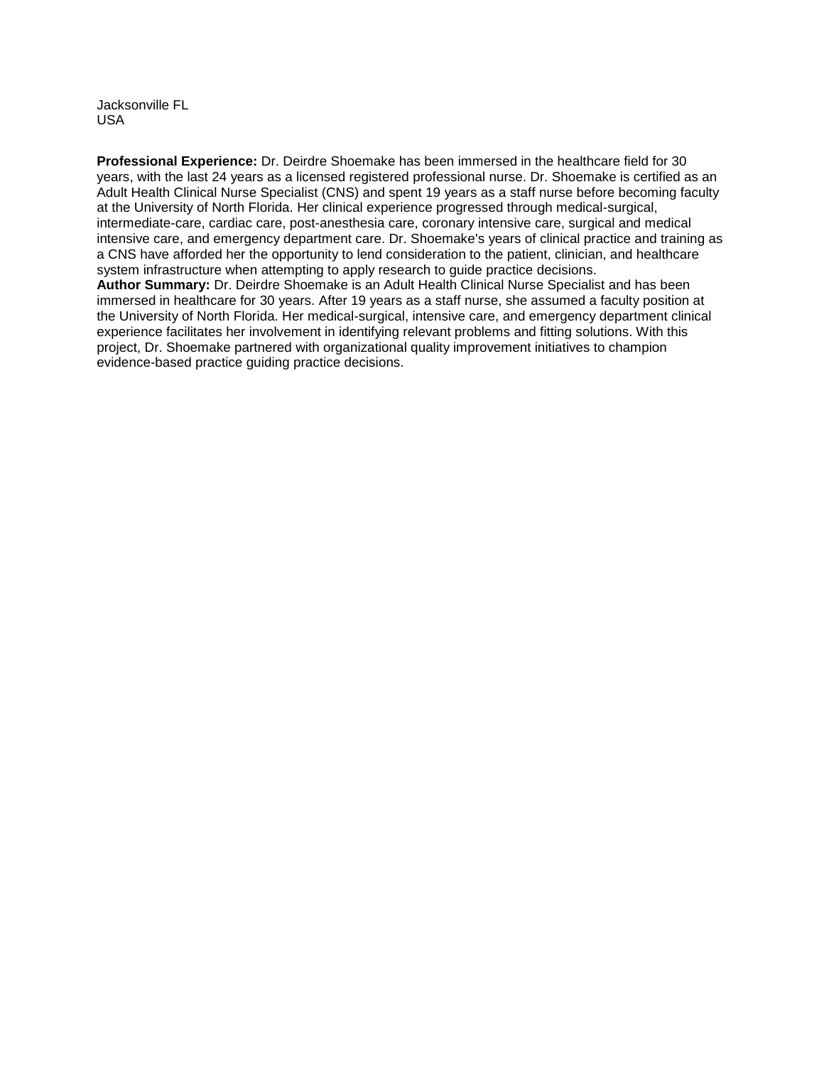Jacksonville FL
USA

**Professional Experience:** Dr. Deirdre Shoemake has been immersed in the healthcare field for 30 years, with the last 24 years as a licensed registered professional nurse. Dr. Shoemake is certified as an Adult Health Clinical Nurse Specialist (CNS) and spent 19 years as a staff nurse before becoming faculty at the University of North Florida. Her clinical experience progressed through medical-surgical, intermediate-care, cardiac care, post-anesthesia care, coronary intensive care, surgical and medical intensive care, and emergency department care. Dr. Shoemake's years of clinical practice and training as a CNS have afforded her the opportunity to lend consideration to the patient, clinician, and healthcare system infrastructure when attempting to apply research to guide practice decisions.
**Author Summary:** Dr. Deirdre Shoemake is an Adult Health Clinical Nurse Specialist and has been immersed in healthcare for 30 years. After 19 years as a staff nurse, she assumed a faculty position at the University of North Florida. Her medical-surgical, intensive care, and emergency department clinical experience facilitates her involvement in identifying relevant problems and fitting solutions. With this project, Dr. Shoemake partnered with organizational quality improvement initiatives to champion evidence-based practice guiding practice decisions.